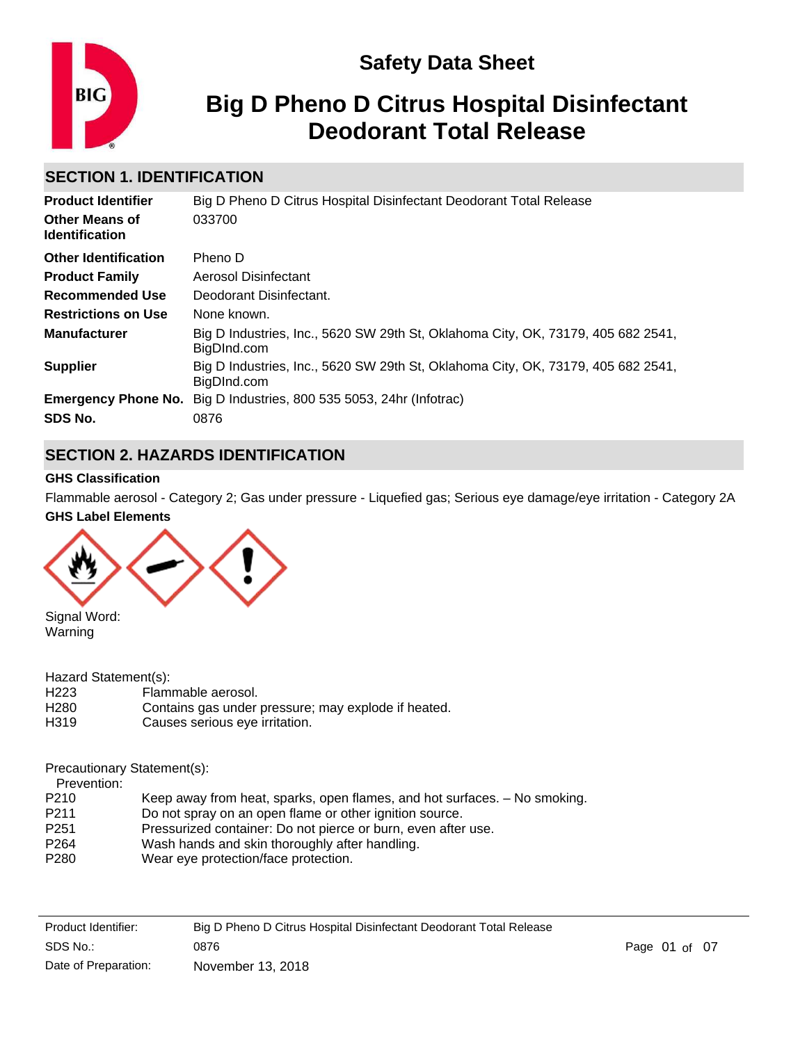# Safety Data Sheet

# Big D Pheno D Citrus Hospital Disinfectant Deodorant Total Release

## SECTION 1. IDENTIFICATION

| | |
|---|---|
| **Product Identifier** | Big D Pheno D Citrus Hospital Disinfectant Deodorant Total Release |
| **Other Means of Identification** | 033700 |
| **Other Identification** | Pheno D |
| **Product Family** | Aerosol Disinfectant |
| **Recommended Use** | Deodorant Disinfectant. |
| **Restrictions on Use** | None known. |
| **Manufacturer** | Big D Industries, Inc., 5620 SW 29th St, Oklahoma City, OK, 73179, 405 682 2541, BigDInd.com |
| **Supplier** | Big D Industries, Inc., 5620 SW 29th St, Oklahoma City, OK, 73179, 405 682 2541, BigDInd.com |
| **Emergency Phone No.** | Big D Industries, 800 535 5053, 24hr (Infotrac) |
| **SDS No.** | 0876 |

## SECTION 2. HAZARDS IDENTIFICATION

**GHS Classification**

Flammable aerosol - Category 2; Gas under pressure - Liquefied gas; Serious eye damage/eye irritation - Category 2A

**GHS Label Elements**

Signal Word:
Warning

Hazard Statement(s):

| | |
|---|---|
| H223 | Flammable aerosol. |
| H280 | Contains gas under pressure; may explode if heated. |
| H319 | Causes serious eye irritation. |

Precautionary Statement(s):

Prevention:

| | |
|---|---|
| P210 | Keep away from heat, sparks, open flames, and hot surfaces. – No smoking. |
| P211 | Do not spray on an open flame or other ignition source. |
| P251 | Pressurized container: Do not pierce or burn, even after use. |
| P264 | Wash hands and skin thoroughly after handling. |
| P280 | Wear eye protection/face protection. |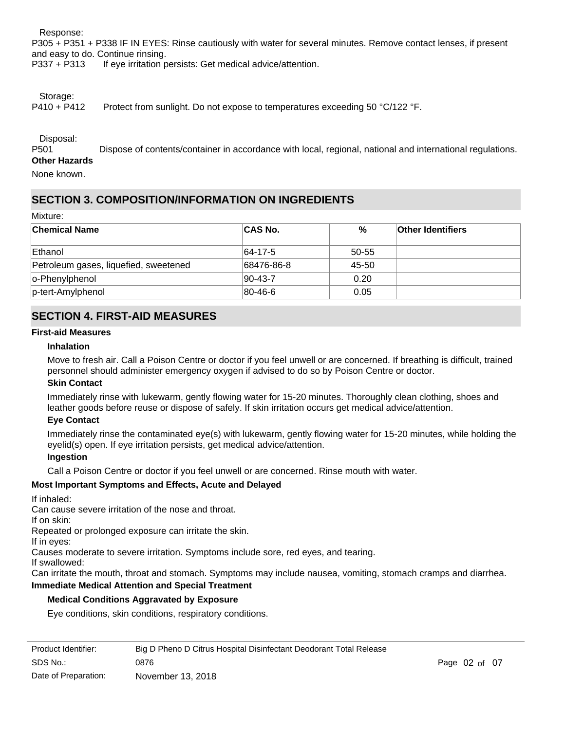Response:

P305 + P351 + P338 IF IN EYES: Rinse cautiously with water for several minutes. Remove contact lenses, if present and easy to do. Continue rinsing.

P337 + P313 If eye irritation persists: Get medical advice/attention.

Storage:

P410 + P412 Protect from sunlight. Do not expose to temperatures exceeding 50 °C/122 °F.

Disposal:

P501 Dispose of contents/container in accordance with local, regional, national and international regulations.

**Other Hazards**

None known.

## SECTION 3. COMPOSITION/INFORMATION ON INGREDIENTS

Mixture:

| Chemical Name | CAS No. | % | Other Identifiers |
|---|---|---|---|
| Ethanol | 64-17-5 | 50-55 | |
| Petroleum gases, liquefied, sweetened | 68476-86-8 | 45-50 | |
| o-Phenylphenol | 90-43-7 | 0.20 | |
| p-tert-Amylphenol | 80-46-6 | 0.05 | |

## SECTION 4. FIRST-AID MEASURES

**First-aid Measures**

**Inhalation**

Move to fresh air. Call a Poison Centre or doctor if you feel unwell or are concerned. If breathing is difficult, trained personnel should administer emergency oxygen if advised to do so by Poison Centre or doctor.

**Skin Contact**

Immediately rinse with lukewarm, gently flowing water for 15-20 minutes. Thoroughly clean clothing, shoes and leather goods before reuse or dispose of safely. If skin irritation occurs get medical advice/attention.

**Eye Contact**

Immediately rinse the contaminated eye(s) with lukewarm, gently flowing water for 15-20 minutes, while holding the eyelid(s) open. If eye irritation persists, get medical advice/attention.

**Ingestion**

Call a Poison Centre or doctor if you feel unwell or are concerned. Rinse mouth with water.

**Most Important Symptoms and Effects, Acute and Delayed**

If inhaled:

Can cause severe irritation of the nose and throat.

If on skin:

Repeated or prolonged exposure can irritate the skin.

If in eyes:

Causes moderate to severe irritation. Symptoms include sore, red eyes, and tearing.

If swallowed:

Can irritate the mouth, throat and stomach. Symptoms may include nausea, vomiting, stomach cramps and diarrhea.

**Immediate Medical Attention and Special Treatment**

**Medical Conditions Aggravated by Exposure**

Eye conditions, skin conditions, respiratory conditions.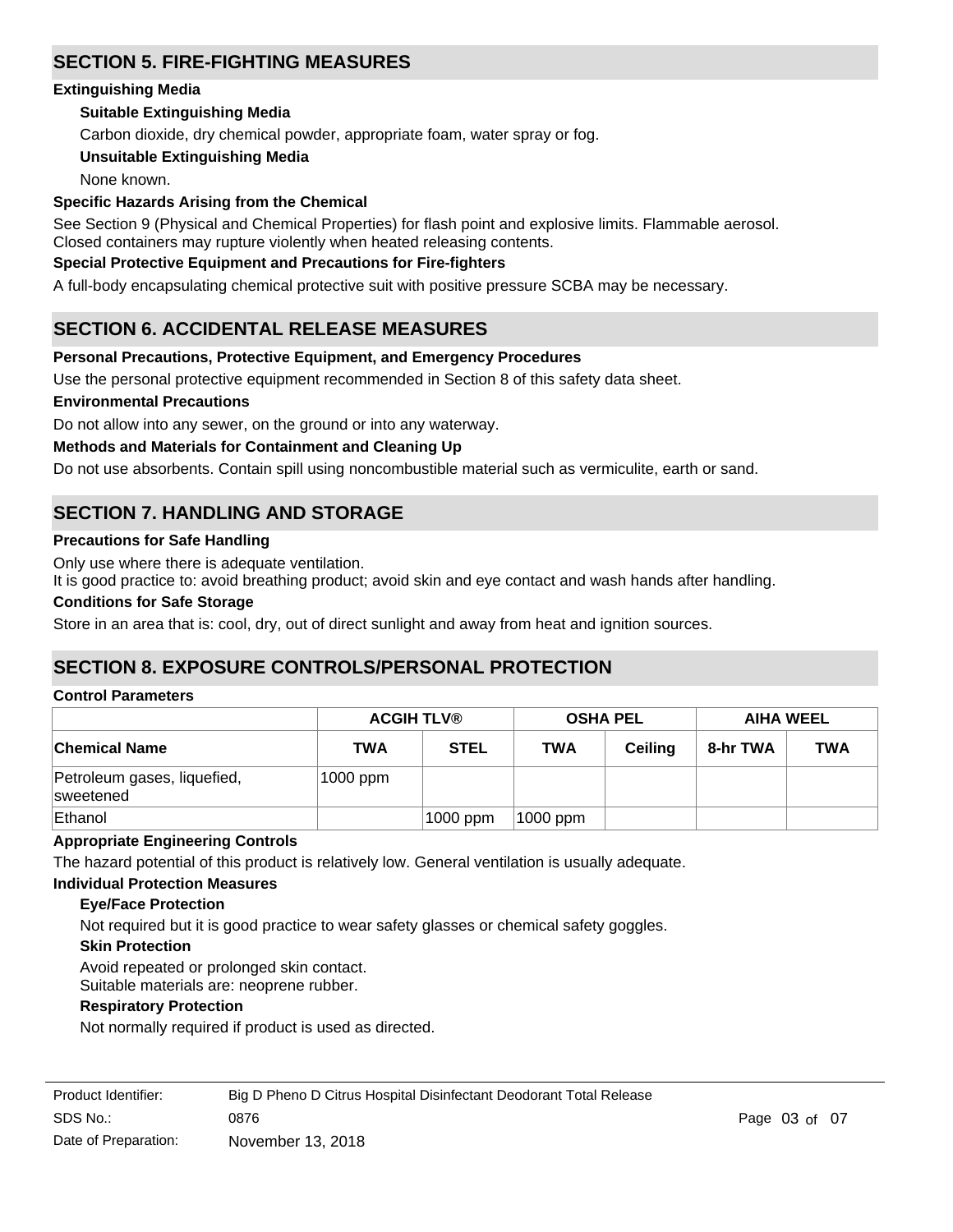## SECTION 5. FIRE-FIGHTING MEASURES

### Extinguishing Media

**Suitable Extinguishing Media**

Carbon dioxide, dry chemical powder, appropriate foam, water spray or fog.

**Unsuitable Extinguishing Media**

None known.

### Specific Hazards Arising from the Chemical

See Section 9 (Physical and Chemical Properties) for flash point and explosive limits. Flammable aerosol. Closed containers may rupture violently when heated releasing contents.

### Special Protective Equipment and Precautions for Fire-fighters

A full-body encapsulating chemical protective suit with positive pressure SCBA may be necessary.

## SECTION 6. ACCIDENTAL RELEASE MEASURES

### Personal Precautions, Protective Equipment, and Emergency Procedures

Use the personal protective equipment recommended in Section 8 of this safety data sheet.

### Environmental Precautions

Do not allow into any sewer, on the ground or into any waterway.

### Methods and Materials for Containment and Cleaning Up

Do not use absorbents. Contain spill using noncombustible material such as vermiculite, earth or sand.

## SECTION 7. HANDLING AND STORAGE

### Precautions for Safe Handling

Only use where there is adequate ventilation.
It is good practice to: avoid breathing product; avoid skin and eye contact and wash hands after handling.

### Conditions for Safe Storage

Store in an area that is: cool, dry, out of direct sunlight and away from heat and ignition sources.

## SECTION 8. EXPOSURE CONTROLS/PERSONAL PROTECTION

### Control Parameters

| | ACGIH TLV® | | OSHA PEL | | AIHA WEEL | |
|---|---|---|---|---|---|---|
| **Chemical Name** | **TWA** | **STEL** | **TWA** | **Ceiling** | **8-hr TWA** | **TWA** |
| Petroleum gases, liquefied, sweetened | 1000 ppm | | | | | |
| Ethanol | | 1000 ppm | 1000 ppm | | | |

### Appropriate Engineering Controls

The hazard potential of this product is relatively low. General ventilation is usually adequate.

### Individual Protection Measures

**Eye/Face Protection**

Not required but it is good practice to wear safety glasses or chemical safety goggles.

**Skin Protection**

Avoid repeated or prolonged skin contact.
Suitable materials are: neoprene rubber.

**Respiratory Protection**

Not normally required if product is used as directed.

| | |
|---|---|
| Product Identifier: | Big D Pheno D Citrus Hospital Disinfectant Deodorant Total Release |
| SDS No.: | 0876 |
| Date of Preparation: | November 13, 2018 |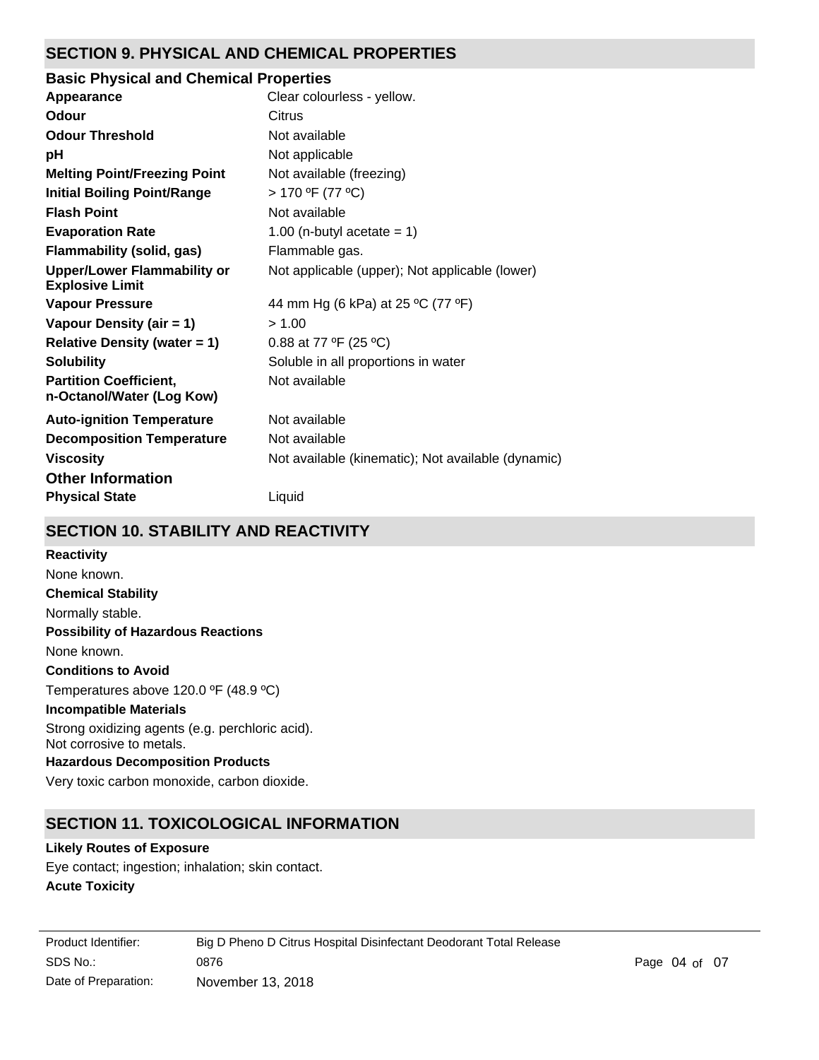## SECTION 9. PHYSICAL AND CHEMICAL PROPERTIES

### Basic Physical and Chemical Properties

| | |
|---|---|
| **Appearance** | Clear colourless - yellow. |
| **Odour** | Citrus |
| **Odour Threshold** | Not available |
| **pH** | Not applicable |
| **Melting Point/Freezing Point** | Not available (freezing) |
| **Initial Boiling Point/Range** | > 170 ºF (77 ºC) |
| **Flash Point** | Not available |
| **Evaporation Rate** | 1.00 (n-butyl acetate = 1) |
| **Flammability (solid, gas)** | Flammable gas. |
| **Upper/Lower Flammability or Explosive Limit** | Not applicable (upper); Not applicable (lower) |
| **Vapour Pressure** | 44 mm Hg (6 kPa) at 25 ºC (77 ºF) |
| **Vapour Density (air = 1)** | > 1.00 |
| **Relative Density (water = 1)** | 0.88 at 77 ºF (25 ºC) |
| **Solubility** | Soluble in all proportions in water |
| **Partition Coefficient, n-Octanol/Water (Log Kow)** | Not available |
| **Auto-ignition Temperature** | Not available |
| **Decomposition Temperature** | Not available |
| **Viscosity** | Not available (kinematic); Not available (dynamic) |

### Other Information

| | |
|---|---|
| **Physical State** | Liquid |

## SECTION 10. STABILITY AND REACTIVITY

**Reactivity**

None known.

**Chemical Stability**

Normally stable.

**Possibility of Hazardous Reactions**

None known.

**Conditions to Avoid**

Temperatures above 120.0 ºF (48.9 ºC)

**Incompatible Materials**

Strong oxidizing agents (e.g. perchloric acid).
Not corrosive to metals.

**Hazardous Decomposition Products**

Very toxic carbon monoxide, carbon dioxide.

## SECTION 11. TOXICOLOGICAL INFORMATION

**Likely Routes of Exposure**

Eye contact; ingestion; inhalation; skin contact.

**Acute Toxicity**

| | |
|---|---|
| Product Identifier: | Big D Pheno D Citrus Hospital Disinfectant Deodorant Total Release |
| SDS No.: | 0876 |
| Date of Preparation: | November 13, 2018 |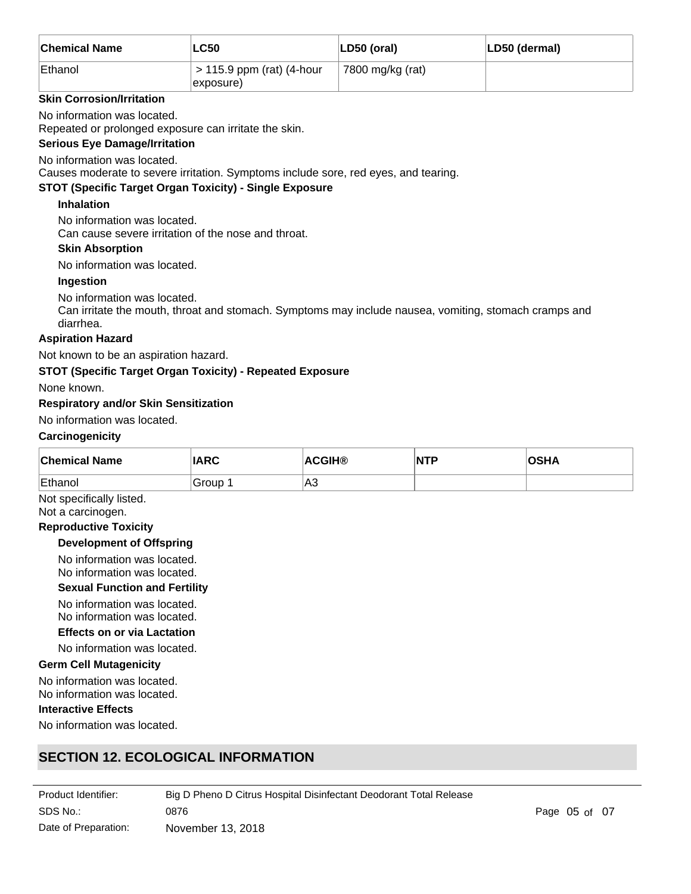| Chemical Name | LC50 | LD50 (oral) | LD50 (dermal) |
| --- | --- | --- | --- |
| Ethanol | > 115.9 ppm (rat) (4-hour exposure) | 7800 mg/kg (rat) | |

**Skin Corrosion/Irritation**

No information was located.
Repeated or prolonged exposure can irritate the skin.

**Serious Eye Damage/Irritation**

No information was located.
Causes moderate to severe irritation. Symptoms include sore, red eyes, and tearing.

**STOT (Specific Target Organ Toxicity) - Single Exposure**

**Inhalation**

No information was located.
Can cause severe irritation of the nose and throat.

**Skin Absorption**

No information was located.

**Ingestion**

No information was located.
Can irritate the mouth, throat and stomach. Symptoms may include nausea, vomiting, stomach cramps and diarrhea.

**Aspiration Hazard**

Not known to be an aspiration hazard.

**STOT (Specific Target Organ Toxicity) - Repeated Exposure**

None known.

**Respiratory and/or Skin Sensitization**

No information was located.

**Carcinogenicity**

| Chemical Name | IARC | ACGIH® | NTP | OSHA |
| --- | --- | --- | --- | --- |
| Ethanol | Group 1 | A3 | | |

Not specifically listed.
Not a carcinogen.

**Reproductive Toxicity**

**Development of Offspring**

No information was located.
No information was located.

**Sexual Function and Fertility**

No information was located.
No information was located.

**Effects on or via Lactation**

No information was located.

**Germ Cell Mutagenicity**

No information was located.
No information was located.

**Interactive Effects**

No information was located.

## SECTION 12. ECOLOGICAL INFORMATION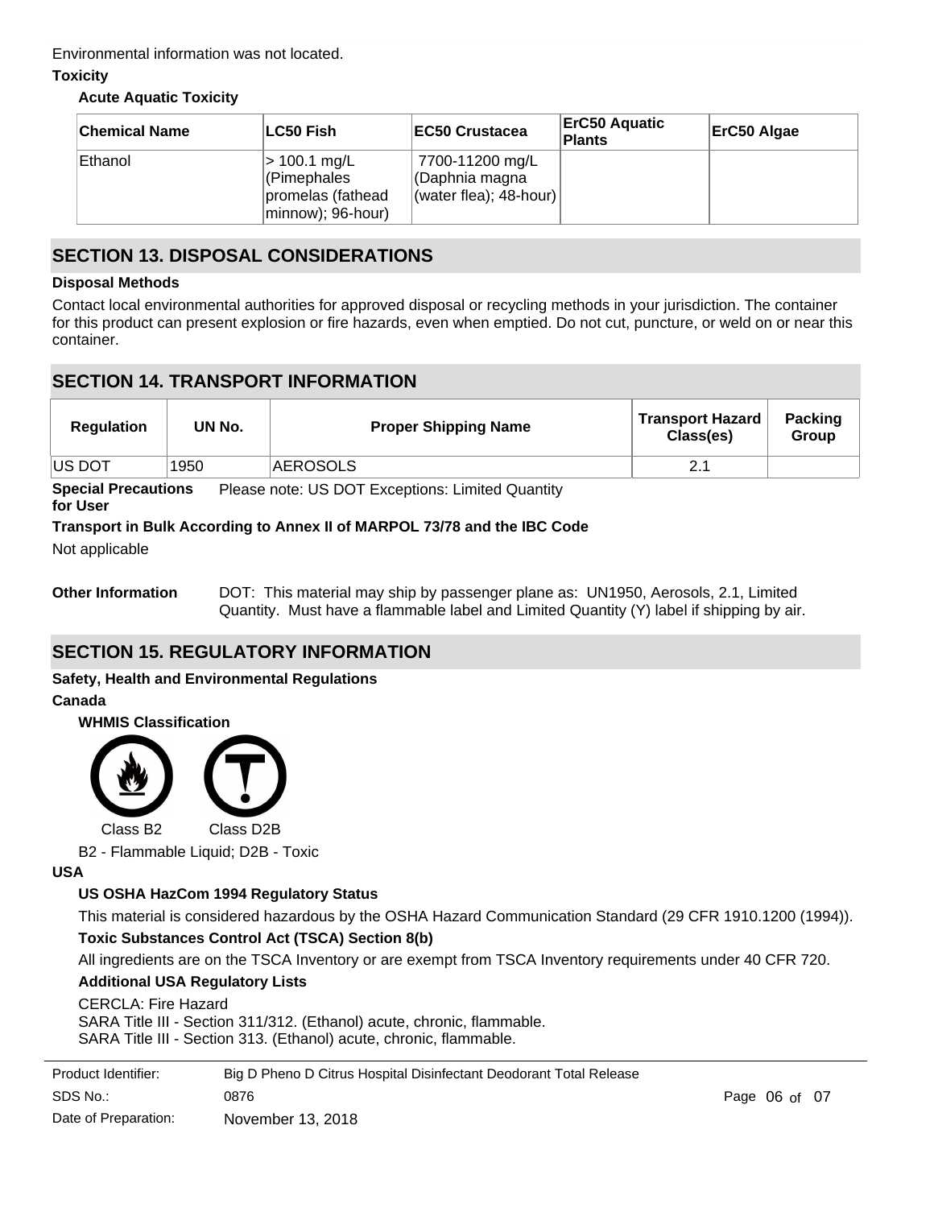Environmental information was not located.

**Toxicity**

**Acute Aquatic Toxicity**

| Chemical Name | LC50 Fish | EC50 Crustacea | ErC50 Aquatic Plants | ErC50 Algae |
|---|---|---|---|---|
| Ethanol | > 100.1 mg/L (Pimephales promelas (fathead minnow); 96-hour) | 7700-11200 mg/L (Daphnia magna (water flea); 48-hour) | | |

## SECTION 13. DISPOSAL CONSIDERATIONS

**Disposal Methods**

Contact local environmental authorities for approved disposal or recycling methods in your jurisdiction. The container for this product can present explosion or fire hazards, even when emptied. Do not cut, puncture, or weld on or near this container.

## SECTION 14. TRANSPORT INFORMATION

| Regulation | UN No. | Proper Shipping Name | Transport Hazard Class(es) | Packing Group |
|---|---|---|---|---|
| US DOT | 1950 | AEROSOLS | 2.1 | |

**Special Precautions for User** Please note: US DOT Exceptions: Limited Quantity

**Transport in Bulk According to Annex II of MARPOL 73/78 and the IBC Code**

Not applicable

**Other Information** DOT: This material may ship by passenger plane as: UN1950, Aerosols, 2.1, Limited Quantity. Must have a flammable label and Limited Quantity (Y) label if shipping by air.

## SECTION 15. REGULATORY INFORMATION

**Safety, Health and Environmental Regulations**

**Canada**

**WHMIS Classification**

Class B2 Class D2B

B2 - Flammable Liquid; D2B - Toxic

**USA**

**US OSHA HazCom 1994 Regulatory Status**

This material is considered hazardous by the OSHA Hazard Communication Standard (29 CFR 1910.1200 (1994)).

**Toxic Substances Control Act (TSCA) Section 8(b)**

All ingredients are on the TSCA Inventory or are exempt from TSCA Inventory requirements under 40 CFR 720.

**Additional USA Regulatory Lists**

CERCLA: Fire Hazard
SARA Title III - Section 311/312. (Ethanol) acute, chronic, flammable.
SARA Title III - Section 313. (Ethanol) acute, chronic, flammable.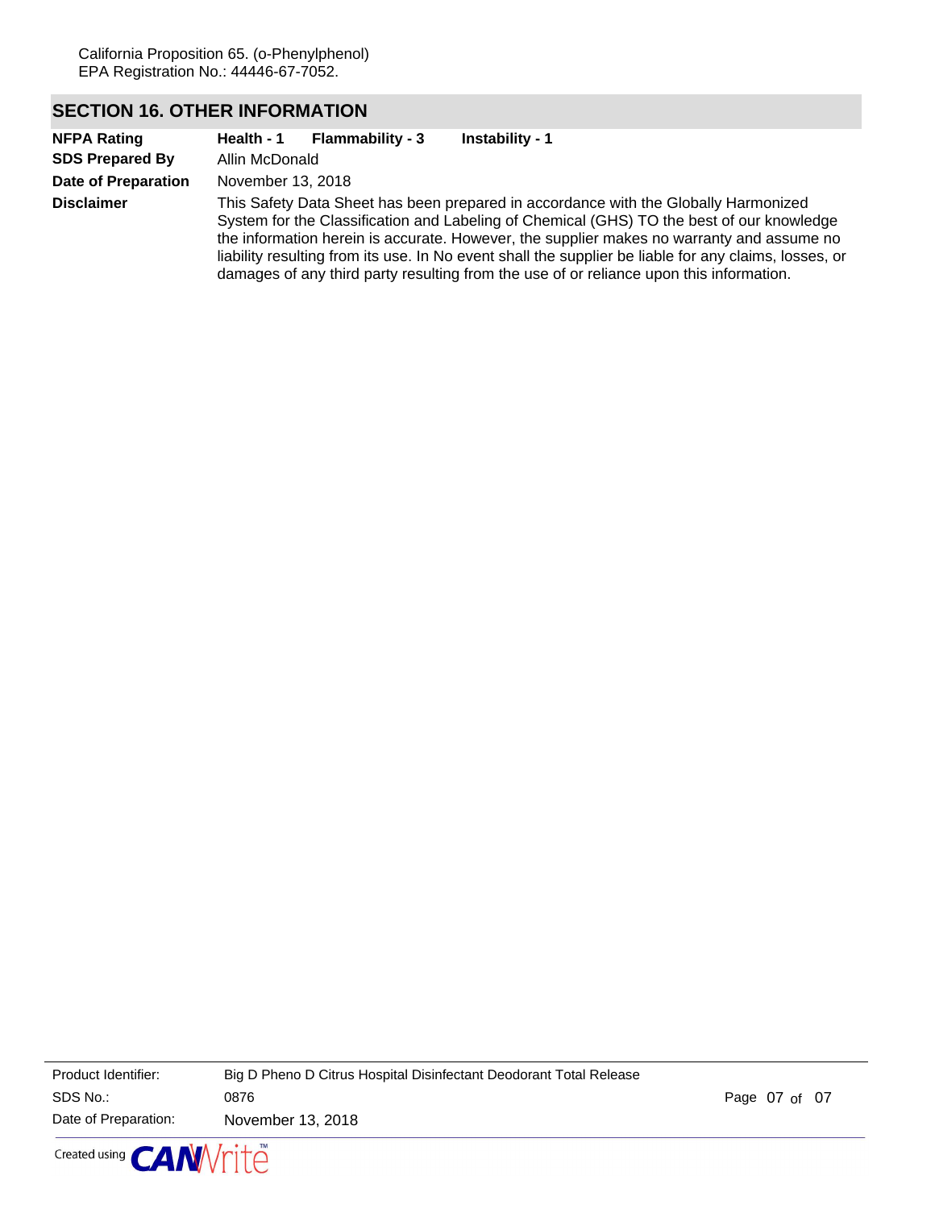California Proposition 65. (o-Phenylphenol)
EPA Registration No.: 44446-67-7052.

## SECTION 16. OTHER INFORMATION

| | |
|---|---|
| **NFPA Rating** | **Health - 1** **Flammability - 3** **Instability - 1** |
| **SDS Prepared By** | Allin McDonald |
| **Date of Preparation** | November 13, 2018 |
| **Disclaimer** | This Safety Data Sheet has been prepared in accordance with the Globally Harmonized System for the Classification and Labeling of Chemical (GHS) TO the best of our knowledge the information herein is accurate. However, the supplier makes no warranty and assume no liability resulting from its use. In No event shall the supplier be liable for any claims, losses, or damages of any third party resulting from the use of or reliance upon this information. |